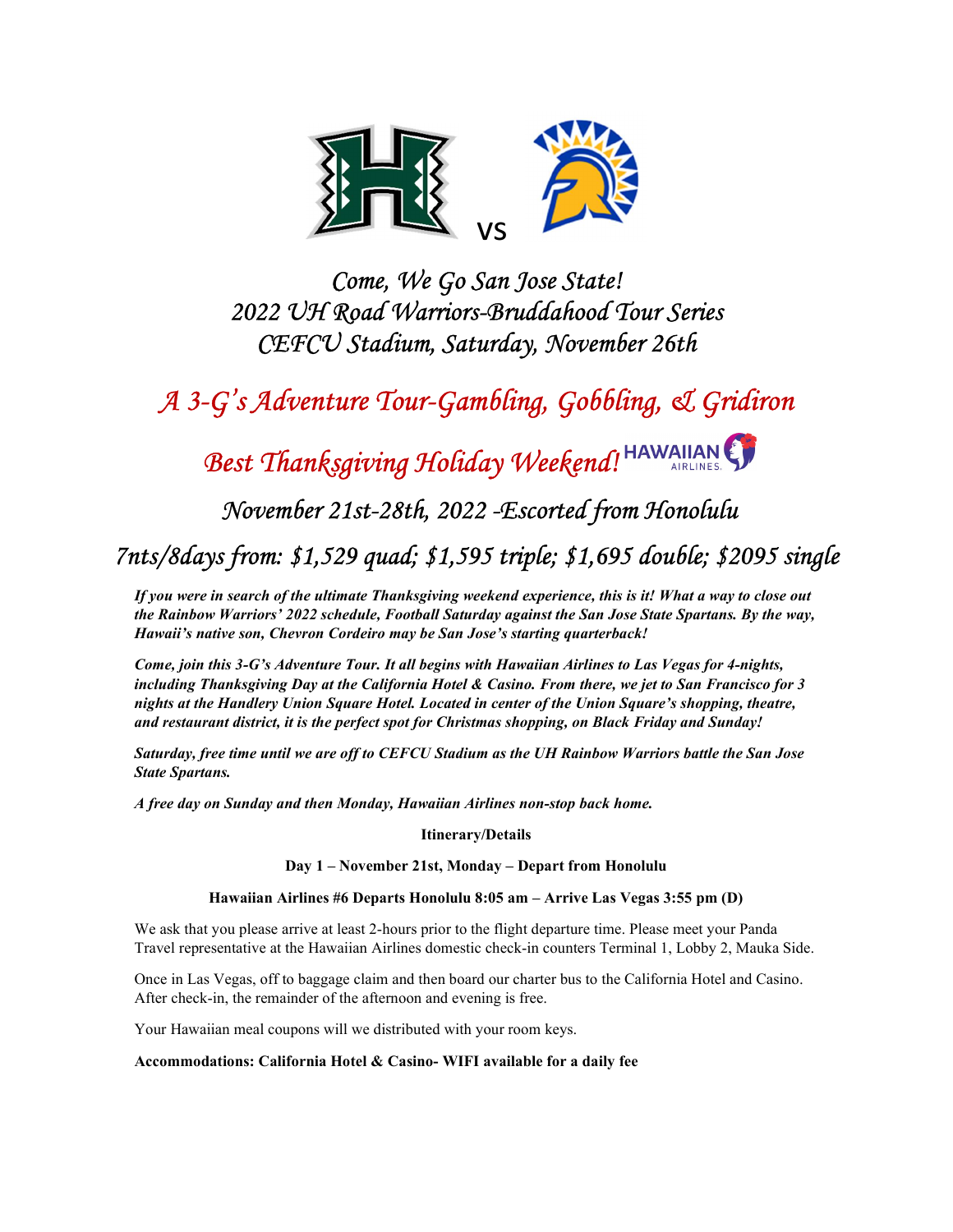vs

# *Come, We Go San Jose State!*
# *2022 UH Road Warriors-Bruddahood Tour Series*
# *CEFCU Stadium, Saturday, November 26th*

## *A 3-G's Adventure Tour-Gambling, Gobbling, & Gridiron*

## *Best Thanksgiving Holiday Weekend!* HAWAIIAN AIRLINES.

## *November 21st-28th, 2022 -Escorted from Honolulu*

## *7nts/8days from: $1,529 quad; $1,595 triple; $1,695 double; $2095 single*

***If you were in search of the ultimate Thanksgiving weekend experience, this is it! What a way to close out the Rainbow Warriors' 2022 schedule, Football Saturday against the San Jose State Spartans. By the way, Hawaii's native son, Chevron Cordeiro may be San Jose's starting quarterback!***

***Come, join this 3-G's Adventure Tour. It all begins with Hawaiian Airlines to Las Vegas for 4-nights, including Thanksgiving Day at the California Hotel & Casino. From there, we jet to San Francisco for 3 nights at the Handlery Union Square Hotel. Located in center of the Union Square's shopping, theatre, and restaurant district, it is the perfect spot for Christmas shopping, on Black Friday and Sunday!***

***Saturday, free time until we are off to CEFCU Stadium as the UH Rainbow Warriors battle the San Jose State Spartans.***

***A free day on Sunday and then Monday, Hawaiian Airlines non-stop back home.***

**Itinerary/Details**

**Day 1 – November 21st, Monday – Depart from Honolulu**

**Hawaiian Airlines #6 Departs Honolulu 8:05 am – Arrive Las Vegas 3:55 pm (D)**

We ask that you please arrive at least 2-hours prior to the flight departure time. Please meet your Panda Travel representative at the Hawaiian Airlines domestic check-in counters Terminal 1, Lobby 2, Mauka Side.

Once in Las Vegas, off to baggage claim and then board our charter bus to the California Hotel and Casino. After check-in, the remainder of the afternoon and evening is free.

Your Hawaiian meal coupons will we distributed with your room keys.

**Accommodations: California Hotel & Casino- WIFI available for a daily fee**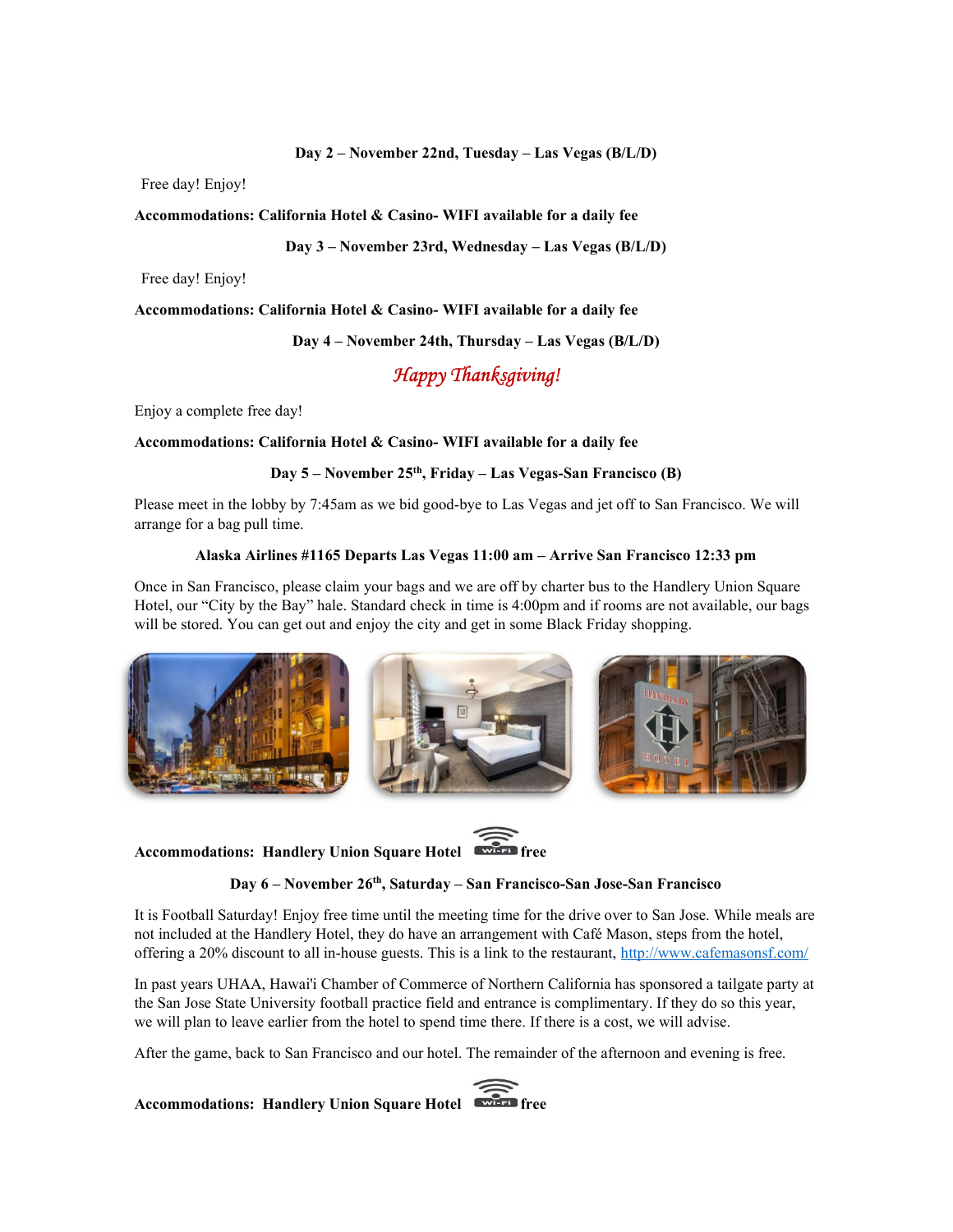**Day 2 – November 22nd, Tuesday – Las Vegas (B/L/D)**

Free day! Enjoy!

**Accommodations: California Hotel & Casino- WIFI available for a daily fee**

**Day 3 – November 23rd, Wednesday – Las Vegas (B/L/D)**

Free day! Enjoy!

**Accommodations: California Hotel & Casino- WIFI available for a daily fee**

**Day 4 – November 24th, Thursday – Las Vegas (B/L/D)**

*Happy Thanksgiving!*

Enjoy a complete free day!

**Accommodations: California Hotel & Casino- WIFI available for a daily fee**

**Day 5 – November 25th, Friday – Las Vegas-San Francisco (B)**

Please meet in the lobby by 7:45am as we bid good-bye to Las Vegas and jet off to San Francisco. We will arrange for a bag pull time.

**Alaska Airlines #1165 Departs Las Vegas 11:00 am – Arrive San Francisco 12:33 pm**

Once in San Francisco, please claim your bags and we are off by charter bus to the Handlery Union Square Hotel, our "City by the Bay" hale. Standard check in time is 4:00pm and if rooms are not available, our bags will be stored. You can get out and enjoy the city and get in some Black Friday shopping.

**Accommodations: Handlery Union Square Hotel** Wi-Fi **free**

**Day 6 – November 26th, Saturday – San Francisco-San Jose-San Francisco**

It is Football Saturday! Enjoy free time until the meeting time for the drive over to San Jose. While meals are not included at the Handlery Hotel, they do have an arrangement with Café Mason, steps from the hotel, offering a 20% discount to all in-house guests. This is a link to the restaurant, http://www.cafemasonsf.com/

In past years UHAA, Hawai'i Chamber of Commerce of Northern California has sponsored a tailgate party at the San Jose State University football practice field and entrance is complimentary. If they do so this year, we will plan to leave earlier from the hotel to spend time there. If there is a cost, we will advise.

After the game, back to San Francisco and our hotel. The remainder of the afternoon and evening is free.

**Accommodations: Handlery Union Square Hotel** Wi-Fi **free**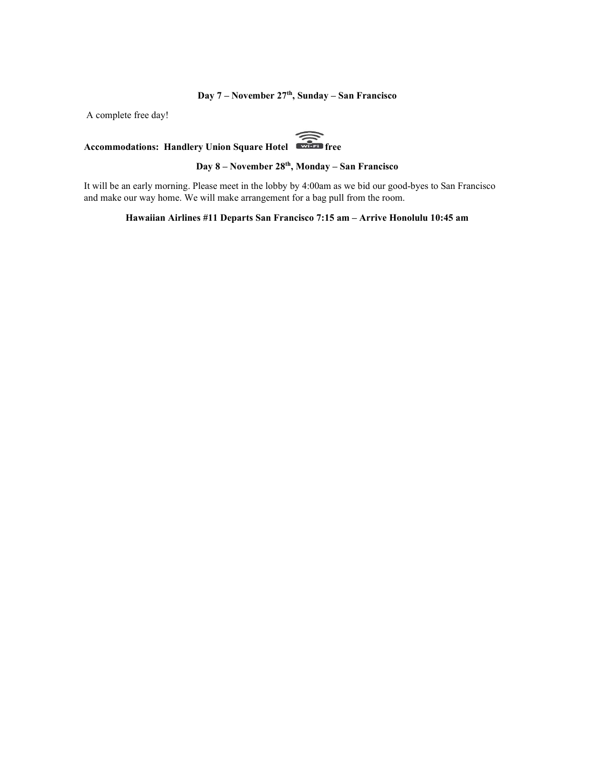**Day 7 – November 27th, Sunday – San Francisco**

A complete free day!

**Accommodations: Handlery Union Square Hotel Wi-Fi free**

**Day 8 – November 28th, Monday – San Francisco**

It will be an early morning. Please meet in the lobby by 4:00am as we bid our good-byes to San Francisco and make our way home. We will make arrangement for a bag pull from the room.

**Hawaiian Airlines #11 Departs San Francisco 7:15 am – Arrive Honolulu 10:45 am**